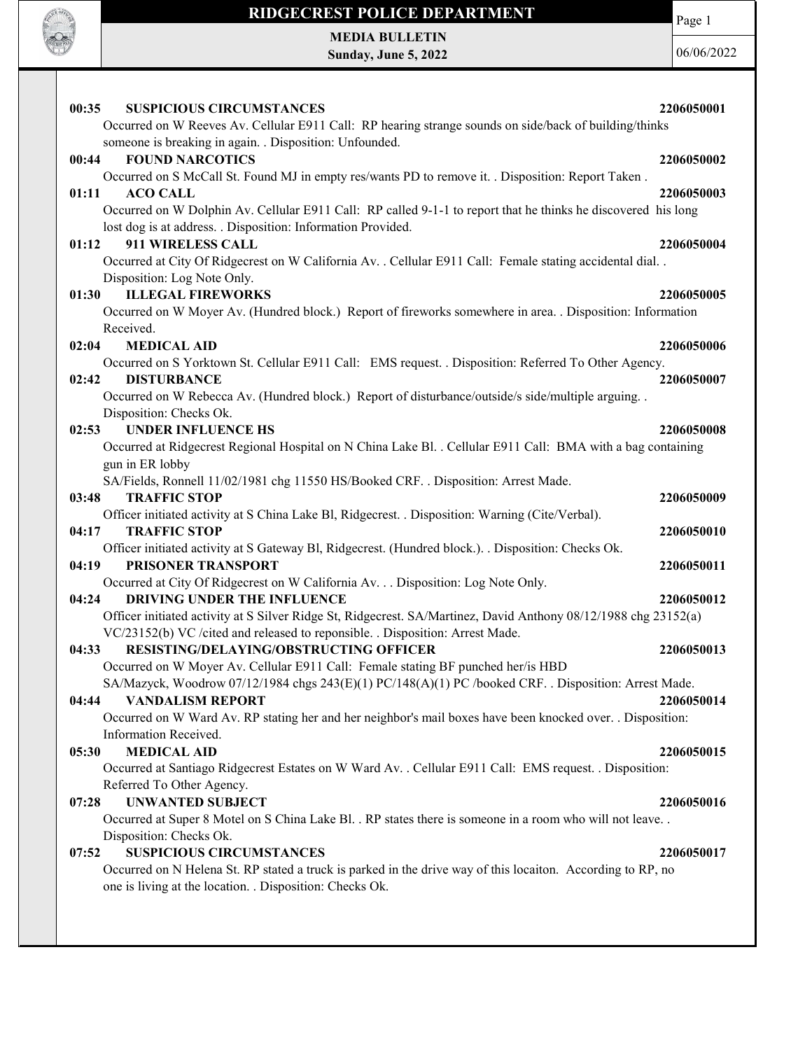# RIDGECREST POLICE DEPARTMENT

**MEDIA BULLETIN**
**Sunday, June 5, 2022**

06/06/2022

**00:35 SUSPICIOUS CIRCUMSTANCES** **2206050001**
Occurred on W Reeves Av. Cellular E911 Call: RP hearing strange sounds on side/back of building/thinks someone is breaking in again. . Disposition: Unfounded.

**00:44 FOUND NARCOTICS** **2206050002**
Occurred on S McCall St. Found MJ in empty res/wants PD to remove it. . Disposition: Report Taken .

**01:11 ACO CALL** **2206050003**
Occurred on W Dolphin Av. Cellular E911 Call: RP called 9-1-1 to report that he thinks he discovered his long lost dog is at address. . Disposition: Information Provided.

**01:12 911 WIRELESS CALL** **2206050004**
Occurred at City Of Ridgecrest on W California Av. . Cellular E911 Call: Female stating accidental dial. . Disposition: Log Note Only.

**01:30 ILLEGAL FIREWORKS** **2206050005**
Occurred on W Moyer Av. (Hundred block.) Report of fireworks somewhere in area. . Disposition: Information Received.

**02:04 MEDICAL AID** **2206050006**
Occurred on S Yorktown St. Cellular E911 Call: EMS request. . Disposition: Referred To Other Agency.

**02:42 DISTURBANCE** **2206050007**
Occurred on W Rebecca Av. (Hundred block.) Report of disturbance/outside/s side/multiple arguing. . Disposition: Checks Ok.

**02:53 UNDER INFLUENCE HS** **2206050008**
Occurred at Ridgecrest Regional Hospital on N China Lake Bl. . Cellular E911 Call: BMA with a bag containing gun in ER lobby
SA/Fields, Ronnell 11/02/1981 chg 11550 HS/Booked CRF. . Disposition: Arrest Made.

**03:48 TRAFFIC STOP** **2206050009**
Officer initiated activity at S China Lake Bl, Ridgecrest. . Disposition: Warning (Cite/Verbal).

**04:17 TRAFFIC STOP** **2206050010**
Officer initiated activity at S Gateway Bl, Ridgecrest. (Hundred block.). . Disposition: Checks Ok.

**04:19 PRISONER TRANSPORT** **2206050011**
Occurred at City Of Ridgecrest on W California Av. . . Disposition: Log Note Only.

**04:24 DRIVING UNDER THE INFLUENCE** **2206050012**
Officer initiated activity at S Silver Ridge St, Ridgecrest. SA/Martinez, David Anthony 08/12/1988 chg 23152(a) VC/23152(b) VC /cited and released to reponsible. . Disposition: Arrest Made.

**04:33 RESISTING/DELAYING/OBSTRUCTING OFFICER** **2206050013**
Occurred on W Moyer Av. Cellular E911 Call: Female stating BF punched her/is HBD
SA/Mazyck, Woodrow 07/12/1984 chgs 243(E)(1) PC/148(A)(1) PC /booked CRF. . Disposition: Arrest Made.

**04:44 VANDALISM REPORT** **2206050014**
Occurred on W Ward Av. RP stating her and her neighbor's mail boxes have been knocked over. . Disposition: Information Received.

**05:30 MEDICAL AID** **2206050015**
Occurred at Santiago Ridgecrest Estates on W Ward Av. . Cellular E911 Call: EMS request. . Disposition: Referred To Other Agency.

**07:28 UNWANTED SUBJECT** **2206050016**
Occurred at Super 8 Motel on S China Lake Bl. . RP states there is someone in a room who will not leave. . Disposition: Checks Ok.

**07:52 SUSPICIOUS CIRCUMSTANCES** **2206050017**
Occurred on N Helena St. RP stated a truck is parked in the drive way of this locaiton. According to RP, no one is living at the location. . Disposition: Checks Ok.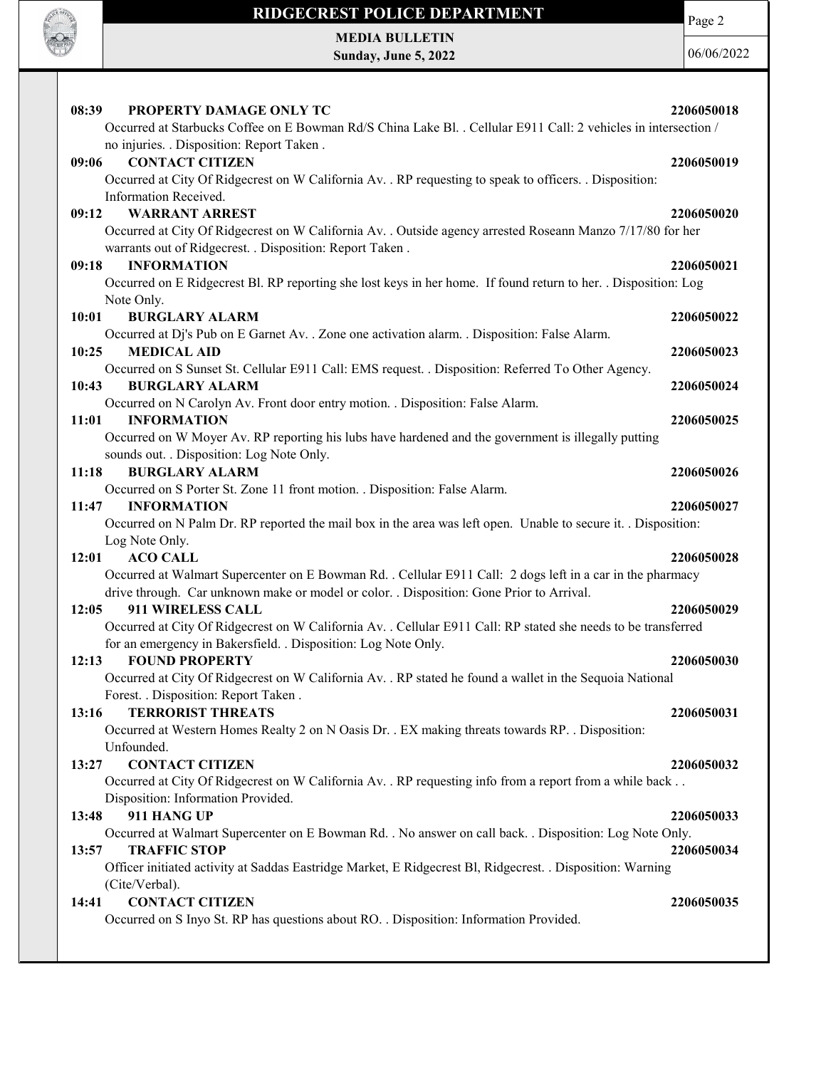**08:39 PROPERTY DAMAGE ONLY TC** **2206050018**
Occurred at Starbucks Coffee on E Bowman Rd/S China Lake Bl. . Cellular E911 Call: 2 vehicles in intersection / no injuries. . Disposition: Report Taken .

**09:06 CONTACT CITIZEN** **2206050019**
Occurred at City Of Ridgecrest on W California Av. . RP requesting to speak to officers. . Disposition: Information Received.

**09:12 WARRANT ARREST** **2206050020**
Occurred at City Of Ridgecrest on W California Av. . Outside agency arrested Roseann Manzo 7/17/80 for her warrants out of Ridgecrest. . Disposition: Report Taken .

**09:18 INFORMATION** **2206050021**
Occurred on E Ridgecrest Bl. RP reporting she lost keys in her home. If found return to her. . Disposition: Log Note Only.

**10:01 BURGLARY ALARM** **2206050022**
Occurred at Dj's Pub on E Garnet Av. . Zone one activation alarm. . Disposition: False Alarm.

**10:25 MEDICAL AID** **2206050023**
Occurred on S Sunset St. Cellular E911 Call: EMS request. . Disposition: Referred To Other Agency.

**10:43 BURGLARY ALARM** **2206050024**
Occurred on N Carolyn Av. Front door entry motion. . Disposition: False Alarm.

**11:01 INFORMATION** **2206050025**
Occurred on W Moyer Av. RP reporting his lubs have hardened and the government is illegally putting sounds out. . Disposition: Log Note Only.

**11:18 BURGLARY ALARM** **2206050026**
Occurred on S Porter St. Zone 11 front motion. . Disposition: False Alarm.

**11:47 INFORMATION** **2206050027**
Occurred on N Palm Dr. RP reported the mail box in the area was left open. Unable to secure it. . Disposition: Log Note Only.

**12:01 ACO CALL** **2206050028**
Occurred at Walmart Supercenter on E Bowman Rd. . Cellular E911 Call: 2 dogs left in a car in the pharmacy drive through. Car unknown make or model or color. . Disposition: Gone Prior to Arrival.

**12:05 911 WIRELESS CALL** **2206050029**
Occurred at City Of Ridgecrest on W California Av. . Cellular E911 Call: RP stated she needs to be transferred for an emergency in Bakersfield. . Disposition: Log Note Only.

**12:13 FOUND PROPERTY** **2206050030**
Occurred at City Of Ridgecrest on W California Av. . RP stated he found a wallet in the Sequoia National Forest. . Disposition: Report Taken .

**13:16 TERRORIST THREATS** **2206050031**
Occurred at Western Homes Realty 2 on N Oasis Dr. . EX making threats towards RP. . Disposition: Unfounded.

**13:27 CONTACT CITIZEN** **2206050032**
Occurred at City Of Ridgecrest on W California Av. . RP requesting info from a report from a while back . . Disposition: Information Provided.

**13:48 911 HANG UP** **2206050033**
Occurred at Walmart Supercenter on E Bowman Rd. . No answer on call back. . Disposition: Log Note Only.

**13:57 TRAFFIC STOP** **2206050034**
Officer initiated activity at Saddas Eastridge Market, E Ridgecrest Bl, Ridgecrest. . Disposition: Warning (Cite/Verbal).

**14:41 CONTACT CITIZEN** **2206050035**
Occurred on S Inyo St. RP has questions about RO. . Disposition: Information Provided.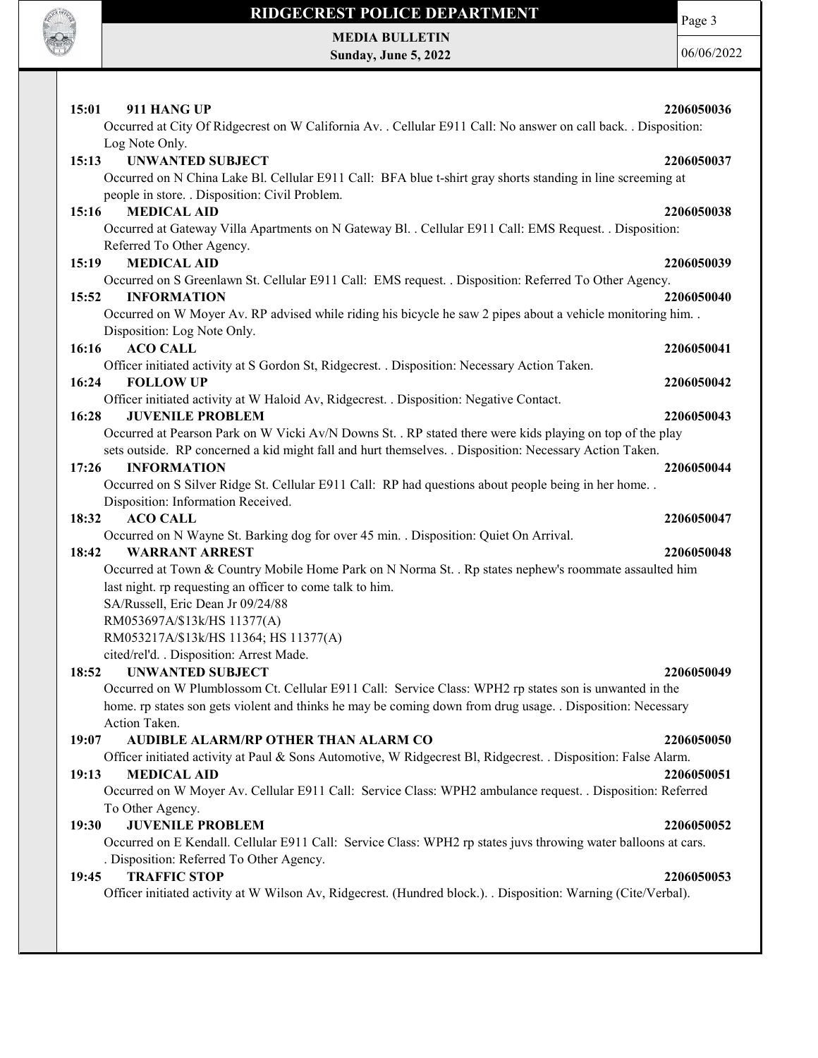**15:01 911 HANG UP** **2206050036**

Occurred at City Of Ridgecrest on W California Av. . Cellular E911 Call: No answer on call back. . Disposition: Log Note Only.

**15:13 UNWANTED SUBJECT** **2206050037**

Occurred on N China Lake Bl. Cellular E911 Call: BFA blue t-shirt gray shorts standing in line screeming at people in store. . Disposition: Civil Problem.

**15:16 MEDICAL AID** **2206050038**

Occurred at Gateway Villa Apartments on N Gateway Bl. . Cellular E911 Call: EMS Request. . Disposition: Referred To Other Agency.

**15:19 MEDICAL AID** **2206050039**

Occurred on S Greenlawn St. Cellular E911 Call: EMS request. . Disposition: Referred To Other Agency.

**15:52 INFORMATION** **2206050040**

Occurred on W Moyer Av. RP advised while riding his bicycle he saw 2 pipes about a vehicle monitoring him. . Disposition: Log Note Only.

**16:16 ACO CALL** **2206050041**

Officer initiated activity at S Gordon St, Ridgecrest. . Disposition: Necessary Action Taken.

**16:24 FOLLOW UP** **2206050042**

Officer initiated activity at W Haloid Av, Ridgecrest. . Disposition: Negative Contact.

**16:28 JUVENILE PROBLEM** **2206050043**

Occurred at Pearson Park on W Vicki Av/N Downs St. . RP stated there were kids playing on top of the play sets outside. RP concerned a kid might fall and hurt themselves. . Disposition: Necessary Action Taken.

**17:26 INFORMATION** **2206050044**

Occurred on S Silver Ridge St. Cellular E911 Call: RP had questions about people being in her home. . Disposition: Information Received.

**18:32 ACO CALL** **2206050047**

Occurred on N Wayne St. Barking dog for over 45 min. . Disposition: Quiet On Arrival.

**18:42 WARRANT ARREST** **2206050048**

Occurred at Town & Country Mobile Home Park on N Norma St. . Rp states nephew's roommate assaulted him last night. rp requesting an officer to come talk to him.
SA/Russell, Eric Dean Jr 09/24/88
RM053697A/$13k/HS 11377(A)
RM053217A/$13k/HS 11364; HS 11377(A)
cited/rel'd. . Disposition: Arrest Made.

**18:52 UNWANTED SUBJECT** **2206050049**

Occurred on W Plumblossom Ct. Cellular E911 Call: Service Class: WPH2 rp states son is unwanted in the home. rp states son gets violent and thinks he may be coming down from drug usage. . Disposition: Necessary Action Taken.

**19:07 AUDIBLE ALARM/RP OTHER THAN ALARM CO** **2206050050**

Officer initiated activity at Paul & Sons Automotive, W Ridgecrest Bl, Ridgecrest. . Disposition: False Alarm.

**19:13 MEDICAL AID** **2206050051**

Occurred on W Moyer Av. Cellular E911 Call: Service Class: WPH2 ambulance request. . Disposition: Referred To Other Agency.

**19:30 JUVENILE PROBLEM** **2206050052**

Occurred on E Kendall. Cellular E911 Call: Service Class: WPH2 rp states juvs throwing water balloons at cars. . Disposition: Referred To Other Agency.

**19:45 TRAFFIC STOP** **2206050053**

Officer initiated activity at W Wilson Av, Ridgecrest. (Hundred block.). . Disposition: Warning (Cite/Verbal).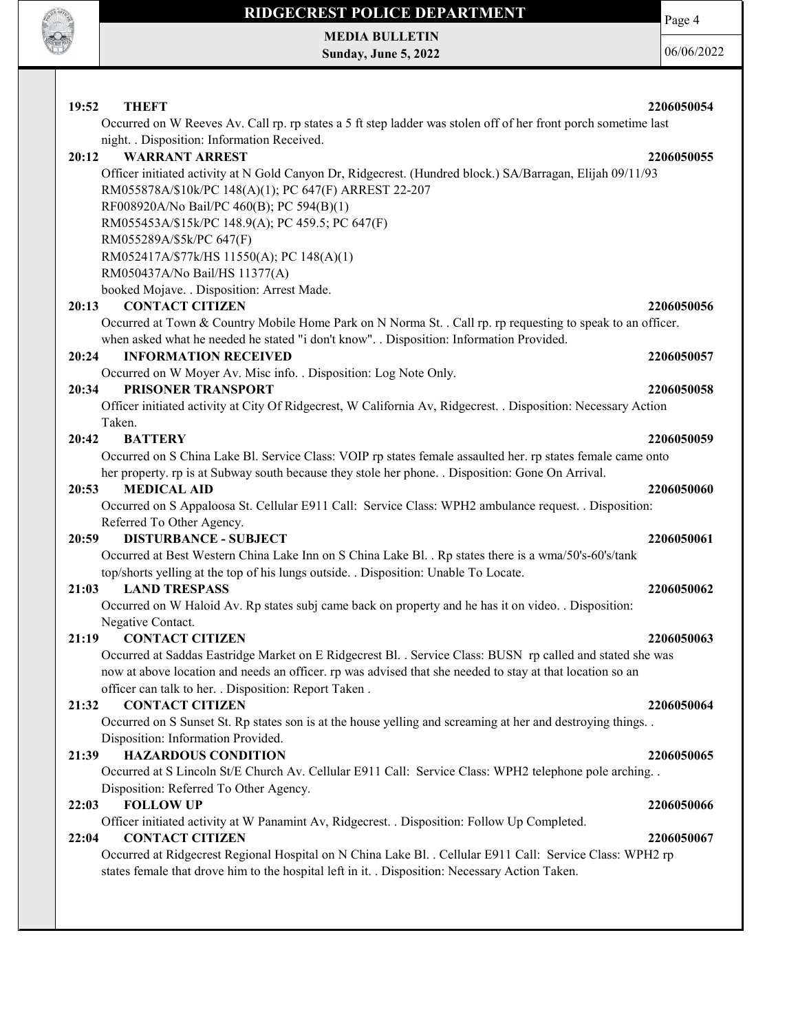**19:52 THEFT** **2206050054**

Occurred on W Reeves Av. Call rp. rp states a 5 ft step ladder was stolen off of her front porch sometime last night. . Disposition: Information Received.

**20:12 WARRANT ARREST** **2206050055**

Officer initiated activity at N Gold Canyon Dr, Ridgecrest. (Hundred block.) SA/Barragan, Elijah 09/11/93
RM055878A/$10k/PC 148(A)(1); PC 647(F) ARREST 22-207
RF008920A/No Bail/PC 460(B); PC 594(B)(1)
RM055453A/$15k/PC 148.9(A); PC 459.5; PC 647(F)
RM055289A/$5k/PC 647(F)
RM052417A/$77k/HS 11550(A); PC 148(A)(1)
RM050437A/No Bail/HS 11377(A)
booked Mojave. . Disposition: Arrest Made.

**20:13 CONTACT CITIZEN** **2206050056**

Occurred at Town & Country Mobile Home Park on N Norma St. . Call rp. rp requesting to speak to an officer. when asked what he needed he stated "i don't know". . Disposition: Information Provided.

**20:24 INFORMATION RECEIVED** **2206050057**

Occurred on W Moyer Av. Misc info. . Disposition: Log Note Only.

**20:34 PRISONER TRANSPORT** **2206050058**

Officer initiated activity at City Of Ridgecrest, W California Av, Ridgecrest. . Disposition: Necessary Action Taken.

**20:42 BATTERY** **2206050059**

Occurred on S China Lake Bl. Service Class: VOIP rp states female assaulted her. rp states female came onto her property. rp is at Subway south because they stole her phone. . Disposition: Gone On Arrival.

**20:53 MEDICAL AID** **2206050060**

Occurred on S Appaloosa St. Cellular E911 Call: Service Class: WPH2 ambulance request. . Disposition: Referred To Other Agency.

**20:59 DISTURBANCE - SUBJECT** **2206050061**

Occurred at Best Western China Lake Inn on S China Lake Bl. . Rp states there is a wma/50's-60's/tank top/shorts yelling at the top of his lungs outside. . Disposition: Unable To Locate.

**21:03 LAND TRESPASS** **2206050062**

Occurred on W Haloid Av. Rp states subj came back on property and he has it on video. . Disposition: Negative Contact.

**21:19 CONTACT CITIZEN** **2206050063**

Occurred at Saddas Eastridge Market on E Ridgecrest Bl. . Service Class: BUSN rp called and stated she was now at above location and needs an officer. rp was advised that she needed to stay at that location so an officer can talk to her. . Disposition: Report Taken .

**21:32 CONTACT CITIZEN** **2206050064**

Occurred on S Sunset St. Rp states son is at the house yelling and screaming at her and destroying things. . Disposition: Information Provided.

**21:39 HAZARDOUS CONDITION** **2206050065**

Occurred at S Lincoln St/E Church Av. Cellular E911 Call: Service Class: WPH2 telephone pole arching. . Disposition: Referred To Other Agency.

**22:03 FOLLOW UP** **2206050066**

Officer initiated activity at W Panamint Av, Ridgecrest. . Disposition: Follow Up Completed.

**22:04 CONTACT CITIZEN** **2206050067**

Occurred at Ridgecrest Regional Hospital on N China Lake Bl. . Cellular E911 Call: Service Class: WPH2 rp states female that drove him to the hospital left in it. . Disposition: Necessary Action Taken.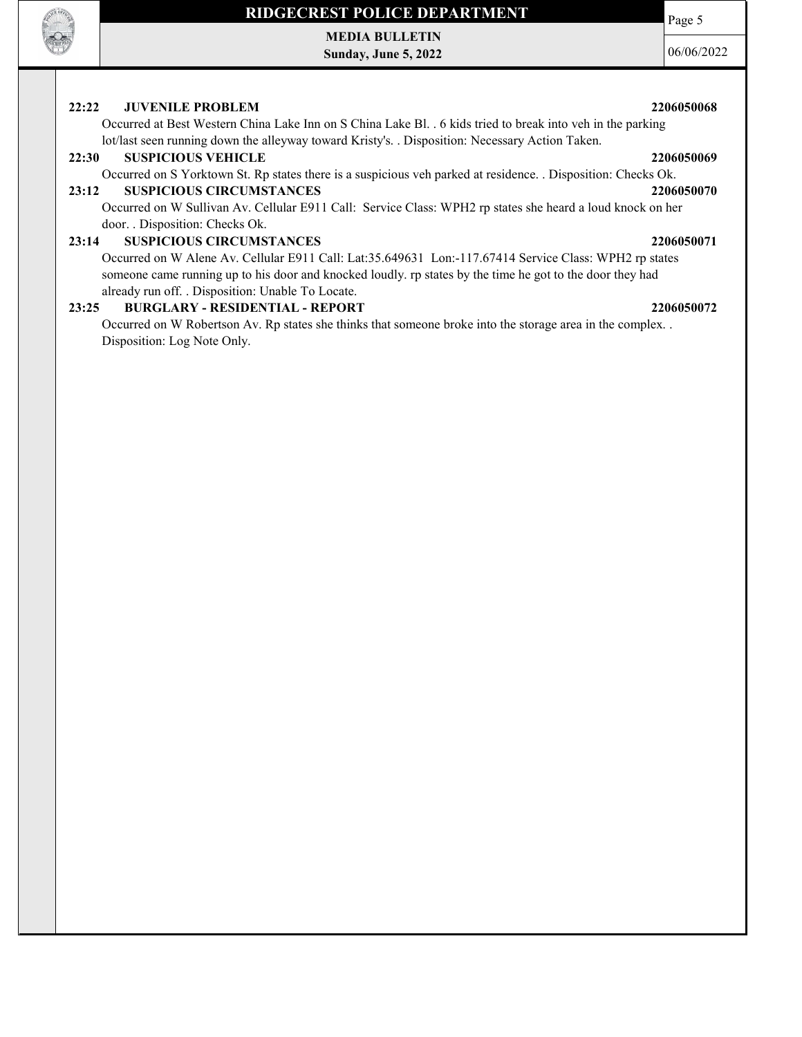**22:22 JUVENILE PROBLEM** **2206050068**

Occurred at Best Western China Lake Inn on S China Lake Bl. . 6 kids tried to break into veh in the parking lot/last seen running down the alleyway toward Kristy's. . Disposition: Necessary Action Taken.

**22:30 SUSPICIOUS VEHICLE** **2206050069**

Occurred on S Yorktown St. Rp states there is a suspicious veh parked at residence. . Disposition: Checks Ok.

**23:12 SUSPICIOUS CIRCUMSTANCES** **2206050070**

Occurred on W Sullivan Av. Cellular E911 Call: Service Class: WPH2 rp states she heard a loud knock on her door. . Disposition: Checks Ok.

**23:14 SUSPICIOUS CIRCUMSTANCES** **2206050071**

Occurred on W Alene Av. Cellular E911 Call: Lat:35.649631 Lon:-117.67414 Service Class: WPH2 rp states someone came running up to his door and knocked loudly. rp states by the time he got to the door they had already run off. . Disposition: Unable To Locate.

**23:25 BURGLARY - RESIDENTIAL - REPORT** **2206050072**

Occurred on W Robertson Av. Rp states she thinks that someone broke into the storage area in the complex. . Disposition: Log Note Only.